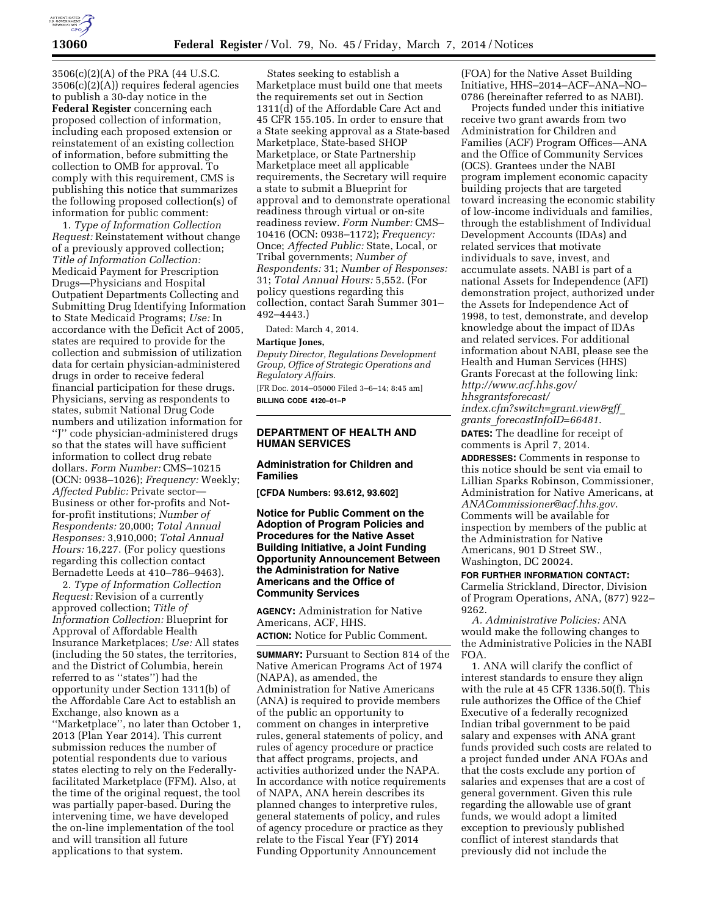3506(c)(2)(A) of the PRA (44 U.S.C. 3506(c)(2)(A)) requires federal agencies to publish a 30-day notice in the **Federal Register** concerning each proposed collection of information, including each proposed extension or reinstatement of an existing collection of information, before submitting the collection to OMB for approval. To comply with this requirement, CMS is publishing this notice that summarizes the following proposed collection(s) of information for public comment:

1. *Type of Information Collection Request:* Reinstatement without change of a previously approved collection; *Title of Information Collection:* Medicaid Payment for Prescription Drugs—Physicians and Hospital Outpatient Departments Collecting and Submitting Drug Identifying Information to State Medicaid Programs; *Use:* In accordance with the Deficit Act of 2005, states are required to provide for the collection and submission of utilization data for certain physician-administered drugs in order to receive federal financial participation for these drugs. Physicians, serving as respondents to states, submit National Drug Code numbers and utilization information for ''J'' code physician-administered drugs so that the states will have sufficient information to collect drug rebate dollars. *Form Number:* CMS–10215 (OCN: 0938–1026); *Frequency:* Weekly; *Affected Public:* Private sector—Business or other for-profits and Not-for-profit institutions; *Number of Respondents:* 20,000; *Total Annual Responses:* 3,910,000; *Total Annual Hours:* 16,227. (For policy questions regarding this collection contact Bernadette Leeds at 410–786–9463).

2. *Type of Information Collection Request:* Revision of a currently approved collection; *Title of Information Collection:* Blueprint for Approval of Affordable Health Insurance Marketplaces; *Use:* All states (including the 50 states, the territories, and the District of Columbia, herein referred to as ''states'') had the opportunity under Section 1311(b) of the Affordable Care Act to establish an Exchange, also known as a ''Marketplace'', no later than October 1, 2013 (Plan Year 2014). This current submission reduces the number of potential respondents due to various states electing to rely on the Federally-facilitated Marketplace (FFM). Also, at the time of the original request, the tool was partially paper-based. During the intervening time, we have developed the on-line implementation of the tool and will transition all future applications to that system.

States seeking to establish a Marketplace must build one that meets the requirements set out in Section 1311(d) of the Affordable Care Act and 45 CFR 155.105. In order to ensure that a State seeking approval as a State-based Marketplace, State-based SHOP Marketplace, or State Partnership Marketplace meet all applicable requirements, the Secretary will require a state to submit a Blueprint for approval and to demonstrate operational readiness through virtual or on-site readiness review. *Form Number:* CMS–10416 (OCN: 0938–1172); *Frequency:* Once; *Affected Public:* State, Local, or Tribal governments; *Number of Respondents:* 31; *Number of Responses:* 31; *Total Annual Hours:* 5,552. (For policy questions regarding this collection, contact Sarah Summer 301–492–4443.)

Dated: March 4, 2014.

**Martique Jones,**

*Deputy Director, Regulations Development Group, Office of Strategic Operations and Regulatory Affairs.*

[FR Doc. 2014–05000 Filed 3–6–14; 8:45 am]

**BILLING CODE 4120–01–P**

## DEPARTMENT OF HEALTH AND HUMAN SERVICES

### Administration for Children and Families

**[CFDA Numbers: 93.612, 93.602]**

### Notice for Public Comment on the Adoption of Program Policies and Procedures for the Native Asset Building Initiative, a Joint Funding Opportunity Announcement Between the Administration for Native Americans and the Office of Community Services

**AGENCY:** Administration for Native Americans, ACF, HHS.

**ACTION:** Notice for Public Comment.

**SUMMARY:** Pursuant to Section 814 of the Native American Programs Act of 1974 (NAPA), as amended, the Administration for Native Americans (ANA) is required to provide members of the public an opportunity to comment on changes in interpretive rules, general statements of policy, and rules of agency procedure or practice that affect programs, projects, and activities authorized under the NAPA. In accordance with notice requirements of NAPA, ANA herein describes its planned changes to interpretive rules, general statements of policy, and rules of agency procedure or practice as they relate to the Fiscal Year (FY) 2014 Funding Opportunity Announcement (FOA) for the Native Asset Building Initiative, HHS–2014–ACF–ANA–NO–0786 (hereinafter referred to as NABI).

Projects funded under this initiative receive two grant awards from two Administration for Children and Families (ACF) Program Offices—ANA and the Office of Community Services (OCS). Grantees under the NABI program implement economic capacity building projects that are targeted toward increasing the economic stability of low-income individuals and families, through the establishment of Individual Development Accounts (IDAs) and related services that motivate individuals to save, invest, and accumulate assets. NABI is part of a national Assets for Independence (AFI) demonstration project, authorized under the Assets for Independence Act of 1998, to test, demonstrate, and develop knowledge about the impact of IDAs and related services. For additional information about NABI, please see the Health and Human Services (HHS) Grants Forecast at the following link: *http://www.acf.hhs.gov/hhsgrantsforecast/index.cfm?switch=grant.view&gff_grants_forecastInfoID=66481.*

**DATES:** The deadline for receipt of comments is April 7, 2014.

**ADDRESSES:** Comments in response to this notice should be sent via email to Lillian Sparks Robinson, Commissioner, Administration for Native Americans, at *ANACommissioner@acf.hhs.gov.* Comments will be available for inspection by members of the public at the Administration for Native Americans, 901 D Street SW., Washington, DC 20024.

**FOR FURTHER INFORMATION CONTACT:** Carmelia Strickland, Director, Division of Program Operations, ANA, (877) 922–9262.

*A. Administrative Policies:* ANA would make the following changes to the Administrative Policies in the NABI FOA.

1. ANA will clarify the conflict of interest standards to ensure they align with the rule at 45 CFR 1336.50(f). This rule authorizes the Office of the Chief Executive of a federally recognized Indian tribal government to be paid salary and expenses with ANA grant funds provided such costs are related to a project funded under ANA FOAs and that the costs exclude any portion of salaries and expenses that are a cost of general government. Given this rule regarding the allowable use of grant funds, we would adopt a limited exception to previously published conflict of interest standards that previously did not include the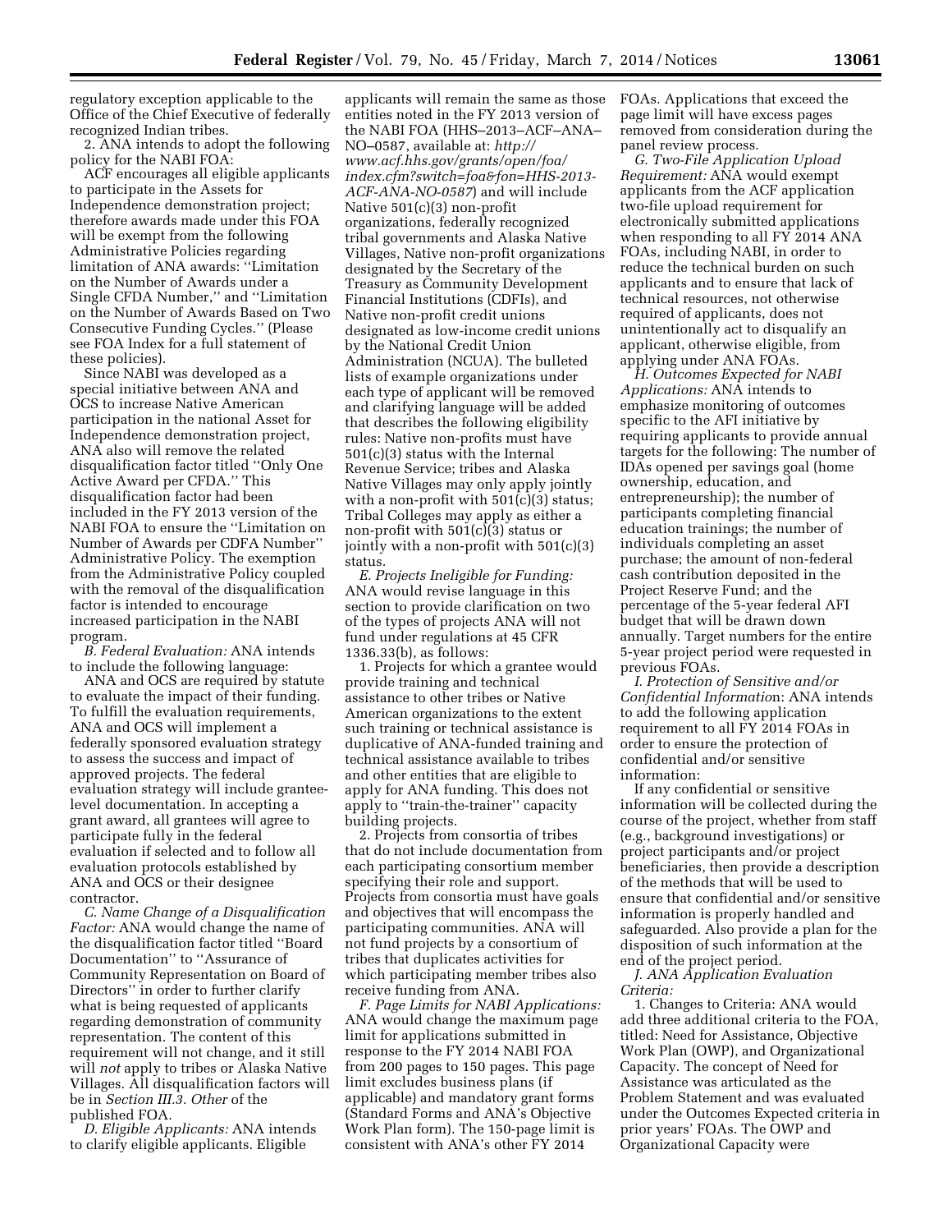regulatory exception applicable to the Office of the Chief Executive of federally recognized Indian tribes.

2. ANA intends to adopt the following policy for the NABI FOA:

ACF encourages all eligible applicants to participate in the Assets for Independence demonstration project; therefore awards made under this FOA will be exempt from the following Administrative Policies regarding limitation of ANA awards: ''Limitation on the Number of Awards under a Single CFDA Number,'' and ''Limitation on the Number of Awards Based on Two Consecutive Funding Cycles.'' (Please see FOA Index for a full statement of these policies).

Since NABI was developed as a special initiative between ANA and OCS to increase Native American participation in the national Asset for Independence demonstration project, ANA also will remove the related disqualification factor titled ''Only One Active Award per CFDA.'' This disqualification factor had been included in the FY 2013 version of the NABI FOA to ensure the ''Limitation on Number of Awards per CDFA Number'' Administrative Policy. The exemption from the Administrative Policy coupled with the removal of the disqualification factor is intended to encourage increased participation in the NABI program.

*B. Federal Evaluation:* ANA intends to include the following language:

ANA and OCS are required by statute to evaluate the impact of their funding. To fulfill the evaluation requirements, ANA and OCS will implement a federally sponsored evaluation strategy to assess the success and impact of approved projects. The federal evaluation strategy will include grantee-level documentation. In accepting a grant award, all grantees will agree to participate fully in the federal evaluation if selected and to follow all evaluation protocols established by ANA and OCS or their designee contractor.

*C. Name Change of a Disqualification Factor:* ANA would change the name of the disqualification factor titled ''Board Documentation'' to ''Assurance of Community Representation on Board of Directors'' in order to further clarify what is being requested of applicants regarding demonstration of community representation. The content of this requirement will not change, and it still will *not* apply to tribes or Alaska Native Villages. All disqualification factors will be in *Section III.3. Other* of the published FOA.

*D. Eligible Applicants:* ANA intends to clarify eligible applicants. Eligible applicants will remain the same as those entities noted in the FY 2013 version of the NABI FOA (HHS–2013–ACF–ANA–NO–0587, available at: *http://www.acf.hhs.gov/grants/open/foa/index.cfm?switch=foa&fon=HHS-2013-ACF-ANA-NO-0587*) and will include Native 501(c)(3) non-profit organizations, federally recognized tribal governments and Alaska Native Villages, Native non-profit organizations designated by the Secretary of the Treasury as Community Development Financial Institutions (CDFIs), and Native non-profit credit unions designated as low-income credit unions by the National Credit Union Administration (NCUA). The bulleted lists of example organizations under each type of applicant will be removed and clarifying language will be added that describes the following eligibility rules: Native non-profits must have 501(c)(3) status with the Internal Revenue Service; tribes and Alaska Native Villages may only apply jointly with a non-profit with 501(c)(3) status; Tribal Colleges may apply as either a non-profit with 501(c)(3) status or jointly with a non-profit with 501(c)(3) status.

*E. Projects Ineligible for Funding:* ANA would revise language in this section to provide clarification on two of the types of projects ANA will not fund under regulations at 45 CFR 1336.33(b), as follows:

1. Projects for which a grantee would provide training and technical assistance to other tribes or Native American organizations to the extent such training or technical assistance is duplicative of ANA-funded training and technical assistance available to tribes and other entities that are eligible to apply for ANA funding. This does not apply to ''train-the-trainer'' capacity building projects.

2. Projects from consortia of tribes that do not include documentation from each participating consortium member specifying their role and support. Projects from consortia must have goals and objectives that will encompass the participating communities. ANA will not fund projects by a consortium of tribes that duplicates activities for which participating member tribes also receive funding from ANA.

*F. Page Limits for NABI Applications:* ANA would change the maximum page limit for applications submitted in response to the FY 2014 NABI FOA from 200 pages to 150 pages. This page limit excludes business plans (if applicable) and mandatory grant forms (Standard Forms and ANA's Objective Work Plan form). The 150-page limit is consistent with ANA's other FY 2014 FOAs. Applications that exceed the page limit will have excess pages removed from consideration during the panel review process.

*G. Two-File Application Upload Requirement:* ANA would exempt applicants from the ACF application two-file upload requirement for electronically submitted applications when responding to all FY 2014 ANA FOAs, including NABI, in order to reduce the technical burden on such applicants and to ensure that lack of technical resources, not otherwise required of applicants, does not unintentionally act to disqualify an applicant, otherwise eligible, from applying under ANA FOAs.

*H. Outcomes Expected for NABI Applications:* ANA intends to emphasize monitoring of outcomes specific to the AFI initiative by requiring applicants to provide annual targets for the following: The number of IDAs opened per savings goal (home ownership, education, and entrepreneurship); the number of participants completing financial education trainings; the number of individuals completing an asset purchase; the amount of non-federal cash contribution deposited in the Project Reserve Fund; and the percentage of the 5-year federal AFI budget that will be drawn down annually. Target numbers for the entire 5-year project period were requested in previous FOAs.

*I. Protection of Sensitive and/or Confidential Information:* ANA intends to add the following application requirement to all FY 2014 FOAs in order to ensure the protection of confidential and/or sensitive information:

If any confidential or sensitive information will be collected during the course of the project, whether from staff (e.g., background investigations) or project participants and/or project beneficiaries, then provide a description of the methods that will be used to ensure that confidential and/or sensitive information is properly handled and safeguarded. Also provide a plan for the disposition of such information at the end of the project period.

*J. ANA Application Evaluation Criteria:*

1. Changes to Criteria: ANA would add three additional criteria to the FOA, titled: Need for Assistance, Objective Work Plan (OWP), and Organizational Capacity. The concept of Need for Assistance was articulated as the Problem Statement and was evaluated under the Outcomes Expected criteria in prior years' FOAs. The OWP and Organizational Capacity were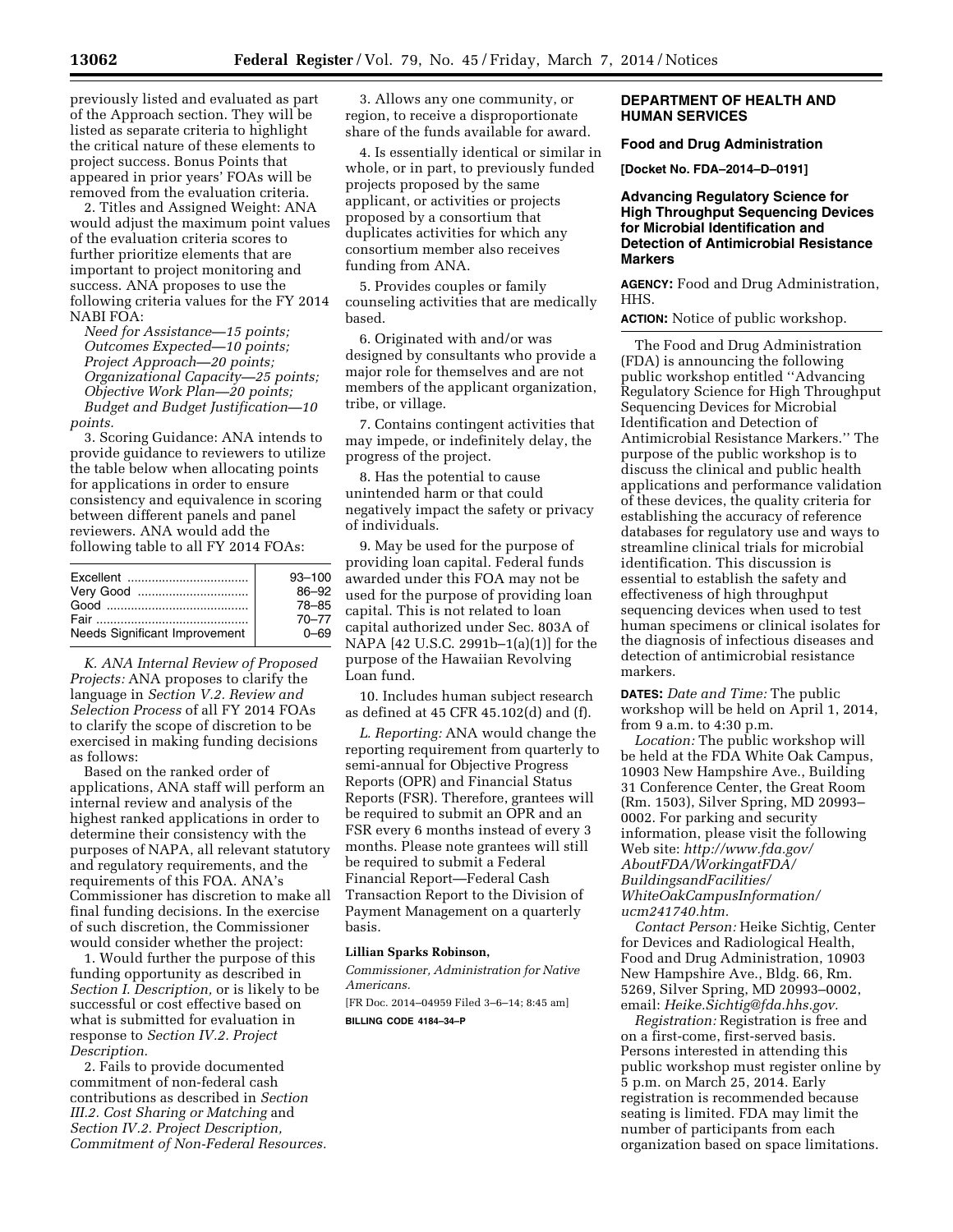previously listed and evaluated as part of the Approach section. They will be listed as separate criteria to highlight the critical nature of these elements to project success. Bonus Points that appeared in prior years' FOAs will be removed from the evaluation criteria.

2. Titles and Assigned Weight: ANA would adjust the maximum point values of the evaluation criteria scores to further prioritize elements that are important to project monitoring and success. ANA proposes to use the following criteria values for the FY 2014 NABI FOA:

*Need for Assistance—15 points;*
*Outcomes Expected—10 points;*
*Project Approach—20 points;*
*Organizational Capacity—25 points;*
*Objective Work Plan—20 points;*
*Budget and Budget Justification—10 points.*

3. Scoring Guidance: ANA intends to provide guidance to reviewers to utilize the table below when allocating points for applications in order to ensure consistency and equivalence in scoring between different panels and panel reviewers. ANA would add the following table to all FY 2014 FOAs:

| | |
|---|---|
| Excellent | 93–100 |
| Very Good | 86–92 |
| Good | 78–85 |
| Fair | 70–77 |
| Needs Significant Improvement | 0–69 |

*K. ANA Internal Review of Proposed Projects:* ANA proposes to clarify the language in *Section V.2. Review and Selection Process* of all FY 2014 FOAs to clarify the scope of discretion to be exercised in making funding decisions as follows:

Based on the ranked order of applications, ANA staff will perform an internal review and analysis of the highest ranked applications in order to determine their consistency with the purposes of NAPA, all relevant statutory and regulatory requirements, and the requirements of this FOA. ANA's Commissioner has discretion to make all final funding decisions. In the exercise of such discretion, the Commissioner would consider whether the project:

1. Would further the purpose of this funding opportunity as described in *Section I. Description,* or is likely to be successful or cost effective based on what is submitted for evaluation in response to *Section IV.2. Project Description.*

2. Fails to provide documented commitment of non-federal cash contributions as described in *Section III.2. Cost Sharing or Matching* and *Section IV.2. Project Description, Commitment of Non-Federal Resources.*

3. Allows any one community, or region, to receive a disproportionate share of the funds available for award.

4. Is essentially identical or similar in whole, or in part, to previously funded projects proposed by the same applicant, or activities or projects proposed by a consortium that duplicates activities for which any consortium member also receives funding from ANA.

5. Provides couples or family counseling activities that are medically based.

6. Originated with and/or was designed by consultants who provide a major role for themselves and are not members of the applicant organization, tribe, or village.

7. Contains contingent activities that may impede, or indefinitely delay, the progress of the project.

8. Has the potential to cause unintended harm or that could negatively impact the safety or privacy of individuals.

9. May be used for the purpose of providing loan capital. Federal funds awarded under this FOA may not be used for the purpose of providing loan capital. This is not related to loan capital authorized under Sec. 803A of NAPA [42 U.S.C. 2991b–1(a)(1)] for the purpose of the Hawaiian Revolving Loan fund.

10. Includes human subject research as defined at 45 CFR 45.102(d) and (f).

*L. Reporting:* ANA would change the reporting requirement from quarterly to semi-annual for Objective Progress Reports (OPR) and Financial Status Reports (FSR). Therefore, grantees will be required to submit an OPR and an FSR every 6 months instead of every 3 months. Please note grantees will still be required to submit a Federal Financial Report—Federal Cash Transaction Report to the Division of Payment Management on a quarterly basis.

**Lillian Sparks Robinson,**

*Commissioner, Administration for Native Americans.*

[FR Doc. 2014–04959 Filed 3–6–14; 8:45 am]

**BILLING CODE 4184–34–P**

## DEPARTMENT OF HEALTH AND HUMAN SERVICES

### Food and Drug Administration

**[Docket No. FDA–2014–D–0191]**

### Advancing Regulatory Science for High Throughput Sequencing Devices for Microbial Identification and Detection of Antimicrobial Resistance Markers

**AGENCY:** Food and Drug Administration, HHS.

**ACTION:** Notice of public workshop.

The Food and Drug Administration (FDA) is announcing the following public workshop entitled ''Advancing Regulatory Science for High Throughput Sequencing Devices for Microbial Identification and Detection of Antimicrobial Resistance Markers.'' The purpose of the public workshop is to discuss the clinical and public health applications and performance validation of these devices, the quality criteria for establishing the accuracy of reference databases for regulatory use and ways to streamline clinical trials for microbial identification. This discussion is essential to establish the safety and effectiveness of high throughput sequencing devices when used to test human specimens or clinical isolates for the diagnosis of infectious diseases and detection of antimicrobial resistance markers.

**DATES:** *Date and Time:* The public workshop will be held on April 1, 2014, from 9 a.m. to 4:30 p.m.

*Location:* The public workshop will be held at the FDA White Oak Campus, 10903 New Hampshire Ave., Building 31 Conference Center, the Great Room (Rm. 1503), Silver Spring, MD 20993–0002. For parking and security information, please visit the following Web site: *http://www.fda.gov/AboutFDA/WorkingatFDA/BuildingsandFacilities/WhiteOakCampusInformation/ucm241740.htm.*

*Contact Person:* Heike Sichtig, Center for Devices and Radiological Health, Food and Drug Administration, 10903 New Hampshire Ave., Bldg. 66, Rm. 5269, Silver Spring, MD 20993–0002, email: *Heike.Sichtig@fda.hhs.gov.*

*Registration:* Registration is free and on a first-come, first-served basis. Persons interested in attending this public workshop must register online by 5 p.m. on March 25, 2014. Early registration is recommended because seating is limited. FDA may limit the number of participants from each organization based on space limitations.